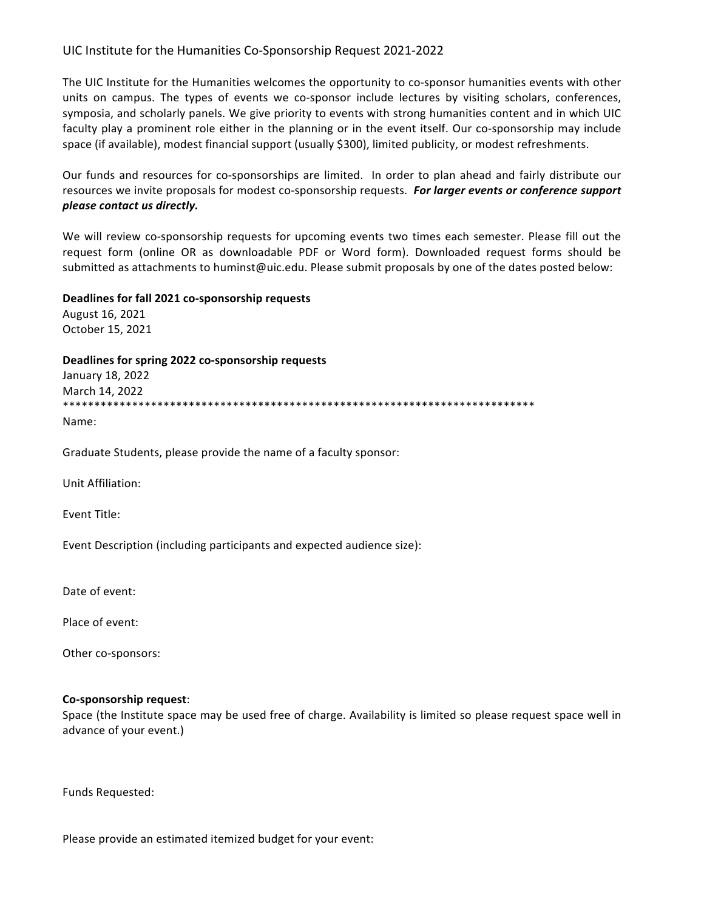# UIC Institute for the Humanities Co-Sponsorship Request 2021-2022

The UIC Institute for the Humanities welcomes the opportunity to co-sponsor humanities events with other units on campus. The types of events we co-sponsor include lectures by visiting scholars, conferences, symposia, and scholarly panels. We give priority to events with strong humanities content and in which UIC faculty play a prominent role either in the planning or in the event itself. Our co-sponsorship may include space (if available), modest financial support (usually $300), limited publicity, or modest refreshments.

Our funds and resources for co-sponsorships are limited. In order to plan ahead and fairly distribute our resources we invite proposals for modest co-sponsorship requests. ***For larger events or conference support please contact us directly.***

We will review co-sponsorship requests for upcoming events two times each semester. Please fill out the request form (online OR as downloadable PDF or Word form). Downloaded request forms should be submitted as attachments to huminst@uic.edu. Please submit proposals by one of the dates posted below:

**Deadlines for fall 2021 co-sponsorship requests**
August 16, 2021
October 15, 2021

**Deadlines for spring 2022 co-sponsorship requests**
January 18, 2022
March 14, 2022

*****************************************************************************

Name:

Graduate Students, please provide the name of a faculty sponsor:

Unit Affiliation:

Event Title:

Event Description (including participants and expected audience size):

Date of event:

Place of event:

Other co-sponsors:

**Co-sponsorship request**:
Space (the Institute space may be used free of charge. Availability is limited so please request space well in advance of your event.)

Funds Requested:

Please provide an estimated itemized budget for your event: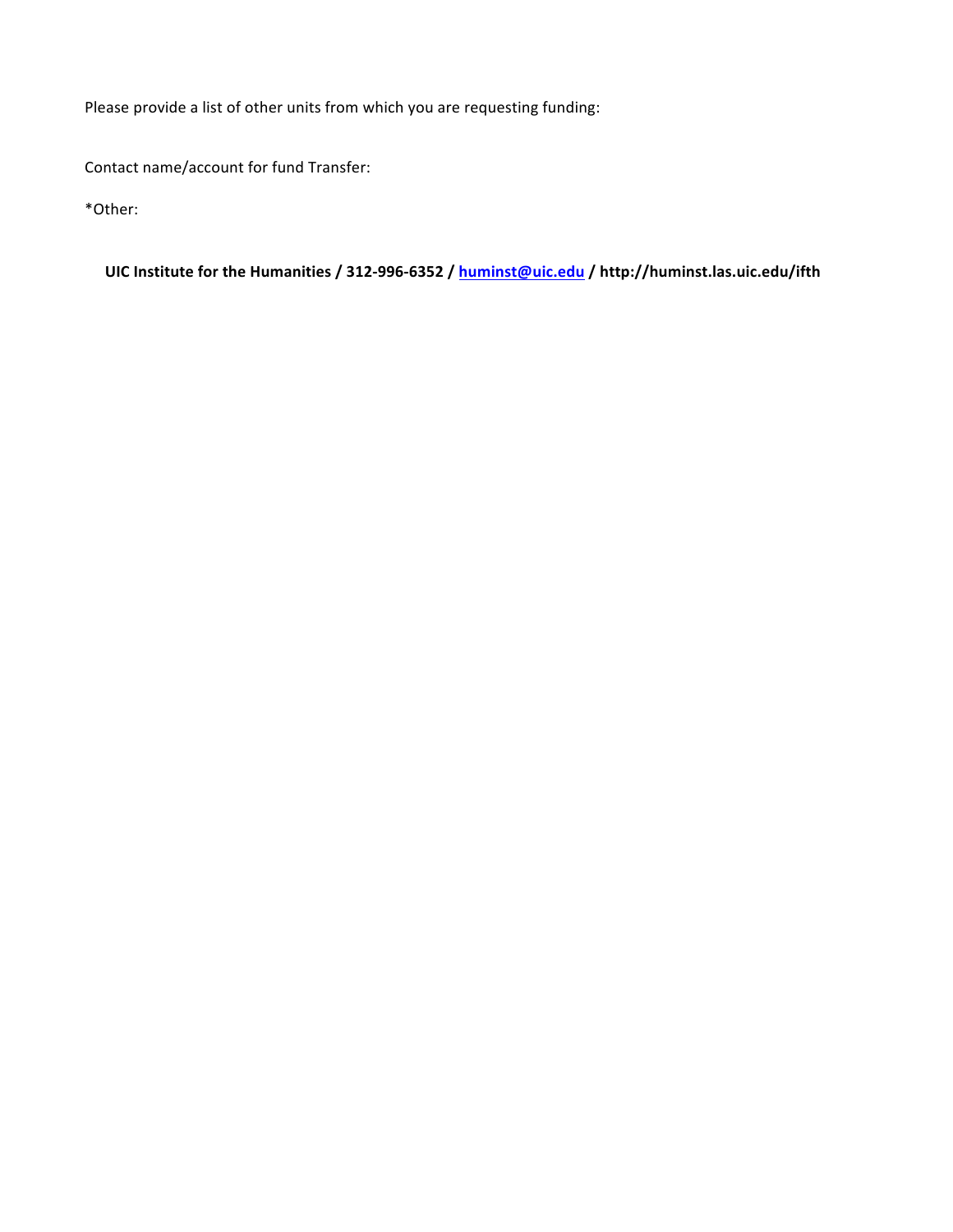Please provide a list of other units from which you are requesting funding:

Contact name/account for fund Transfer:

*Other:

**UIC Institute for the Humanities / 312-996-6352 / huminst@uic.edu / http://huminst.las.uic.edu/ifth**